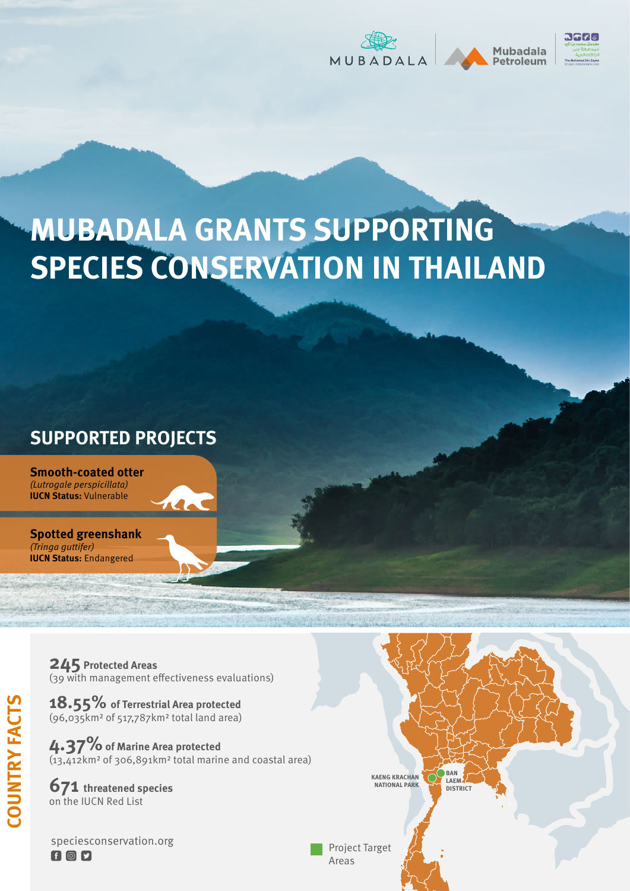MUBADALA | Mubadala Petroleum | The Mohamed bin Zayed Species Conservation Fund

# MUBADALA GRANTS SUPPORTING SPECIES CONSERVATION IN THAILAND

## SUPPORTED PROJECTS

**Smooth-coated otter**
*(Lutrogale perspicillata)*
**IUCN Status:** Vulnerable

**Spotted greenshank**
*(Tringa guttifer)*
**IUCN Status:** Endangered

## COUNTRY FACTS

**245** **Protected Areas**
(39 with management effectiveness evaluations)

**18.55%** **of Terrestrial Area protected**
(96,035km² of 517,787km² total land area)

**4.37%** **of Marine Area protected**
(13,412km² of 306,891km² total marine and coastal area)

**671** **threatened species**
on the IUCN Red List

KAENG KRACHAN NATIONAL PARK

BAN LAEM DISTRICT

Project Target Areas

speciesconservation.org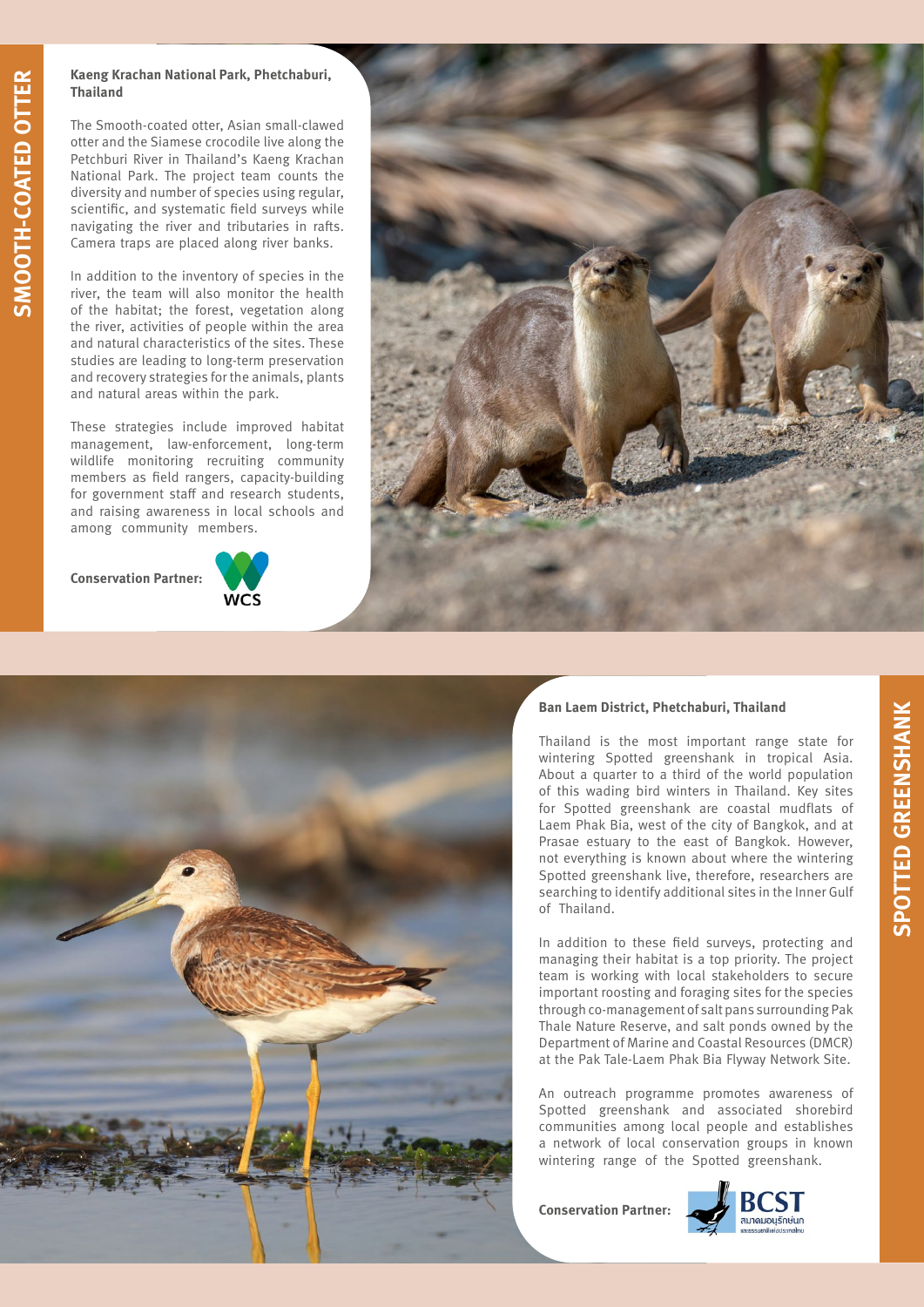## SMOOTH-COATED OTTER

**Kaeng Krachan National Park, Phetchaburi, Thailand**

The Smooth-coated otter, Asian small-clawed otter and the Siamese crocodile live along the Petchburi River in Thailand's Kaeng Krachan National Park. The project team counts the diversity and number of species using regular, scientific, and systematic field surveys while navigating the river and tributaries in rafts. Camera traps are placed along river banks.

In addition to the inventory of species in the river, the team will also monitor the health of the habitat; the forest, vegetation along the river, activities of people within the area and natural characteristics of the sites. These studies are leading to long-term preservation and recovery strategies for the animals, plants and natural areas within the park.

These strategies include improved habitat management, law-enforcement, long-term wildlife monitoring recruiting community members as field rangers, capacity-building for government staff and research students, and raising awareness in local schools and among community members.

**Conservation Partner:** WCS

## SPOTTED GREENSHANK

**Ban Laem District, Phetchaburi, Thailand**

Thailand is the most important range state for wintering Spotted greenshank in tropical Asia. About a quarter to a third of the world population of this wading bird winters in Thailand. Key sites for Spotted greenshank are coastal mudflats of Laem Phak Bia, west of the city of Bangkok, and at Prasae estuary to the east of Bangkok. However, not everything is known about where the wintering Spotted greenshank live, therefore, researchers are searching to identify additional sites in the Inner Gulf of Thailand.

In addition to these field surveys, protecting and managing their habitat is a top priority. The project team is working with local stakeholders to secure important roosting and foraging sites for the species through co-management of salt pans surrounding Pak Thale Nature Reserve, and salt ponds owned by the Department of Marine and Coastal Resources (DMCR) at the Pak Tale-Laem Phak Bia Flyway Network Site.

An outreach programme promotes awareness of Spotted greenshank and associated shorebird communities among local people and establishes a network of local conservation groups in known wintering range of the Spotted greenshank.

**Conservation Partner:** BCST